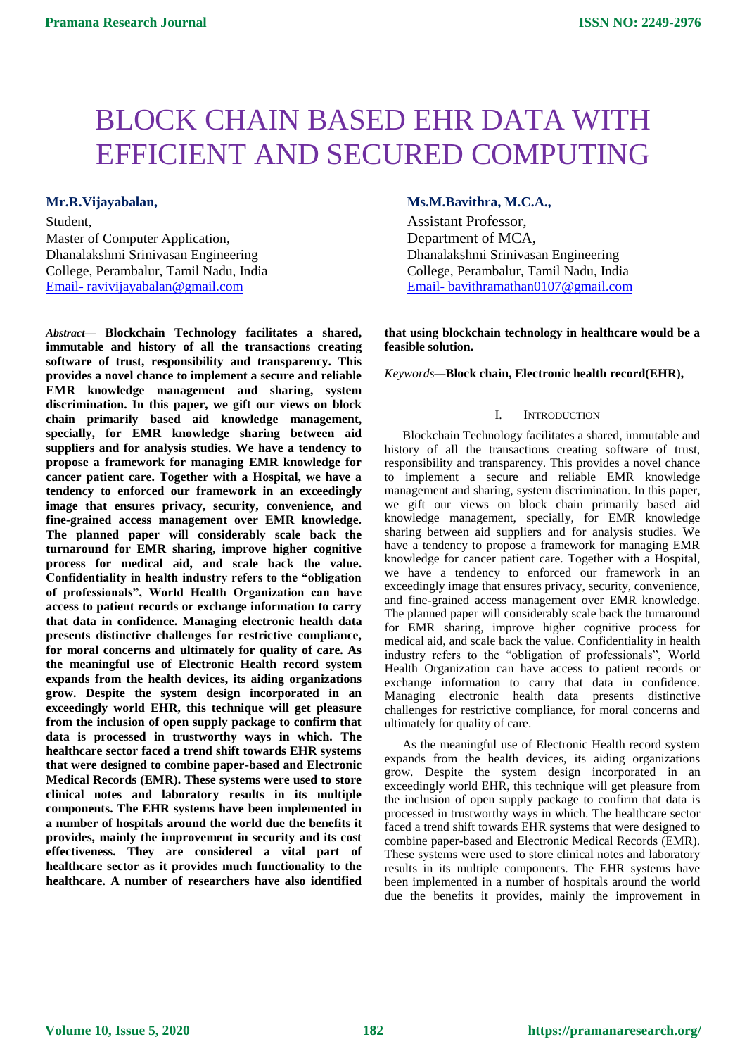# BLOCK CHAIN BASED EHR DATA WITH EFFICIENT AND SECURED COMPUTING

**Mr.R.Vijayabalan,**
Student,
Master of Computer Application,
Dhanalakshmi Srinivasan Engineering College, Perambalur, Tamil Nadu, India
Email- ravivijayabalan@gmail.com

**Ms.M.Bavithra, M.C.A.,**
Assistant Professor,
Department of MCA,
Dhanalakshmi Srinivasan Engineering College, Perambalur, Tamil Nadu, India
Email- bavithramathan0107@gmail.com

***Abstract*— Blockchain Technology facilitates a shared, immutable and history of all the transactions creating software of trust, responsibility and transparency. This provides a novel chance to implement a secure and reliable EMR knowledge management and sharing, system discrimination. In this paper, we gift our views on block chain primarily based aid knowledge management, specially, for EMR knowledge sharing between aid suppliers and for analysis studies. We have a tendency to propose a framework for managing EMR knowledge for cancer patient care. Together with a Hospital, we have a tendency to enforced our framework in an exceedingly image that ensures privacy, security, convenience, and fine-grained access management over EMR knowledge. The planned paper will considerably scale back the turnaround for EMR sharing, improve higher cognitive process for medical aid, and scale back the value. Confidentiality in health industry refers to the "obligation of professionals", World Health Organization can have access to patient records or exchange information to carry that data in confidence. Managing electronic health data presents distinctive challenges for restrictive compliance, for moral concerns and ultimately for quality of care. As the meaningful use of Electronic Health record system expands from the health devices, its aiding organizations grow. Despite the system design incorporated in an exceedingly world EHR, this technique will get pleasure from the inclusion of open supply package to confirm that data is processed in trustworthy ways in which. The healthcare sector faced a trend shift towards EHR systems that were designed to combine paper-based and Electronic Medical Records (EMR). These systems were used to store clinical notes and laboratory results in its multiple components. The EHR systems have been implemented in a number of hospitals around the world due the benefits it provides, mainly the improvement in security and its cost effectiveness. They are considered a vital part of healthcare sector as it provides much functionality to the healthcare. A number of researchers have also identified that using blockchain technology in healthcare would be a feasible solution.**

*Keywords*—**Block chain, Electronic health record(EHR),**

## I. Introduction

Blockchain Technology facilitates a shared, immutable and history of all the transactions creating software of trust, responsibility and transparency. This provides a novel chance to implement a secure and reliable EMR knowledge management and sharing, system discrimination. In this paper, we gift our views on block chain primarily based aid knowledge management, specially, for EMR knowledge sharing between aid suppliers and for analysis studies. We have a tendency to propose a framework for managing EMR knowledge for cancer patient care. Together with a Hospital, we have a tendency to enforced our framework in an exceedingly image that ensures privacy, security, convenience, and fine-grained access management over EMR knowledge. The planned paper will considerably scale back the turnaround for EMR sharing, improve higher cognitive process for medical aid, and scale back the value. Confidentiality in health industry refers to the "obligation of professionals", World Health Organization can have access to patient records or exchange information to carry that data in confidence. Managing electronic health data presents distinctive challenges for restrictive compliance, for moral concerns and ultimately for quality of care.

As the meaningful use of Electronic Health record system expands from the health devices, its aiding organizations grow. Despite the system design incorporated in an exceedingly world EHR, this technique will get pleasure from the inclusion of open supply package to confirm that data is processed in trustworthy ways in which. The healthcare sector faced a trend shift towards EHR systems that were designed to combine paper-based and Electronic Medical Records (EMR). These systems were used to store clinical notes and laboratory results in its multiple components. The EHR systems have been implemented in a number of hospitals around the world due the benefits it provides, mainly the improvement in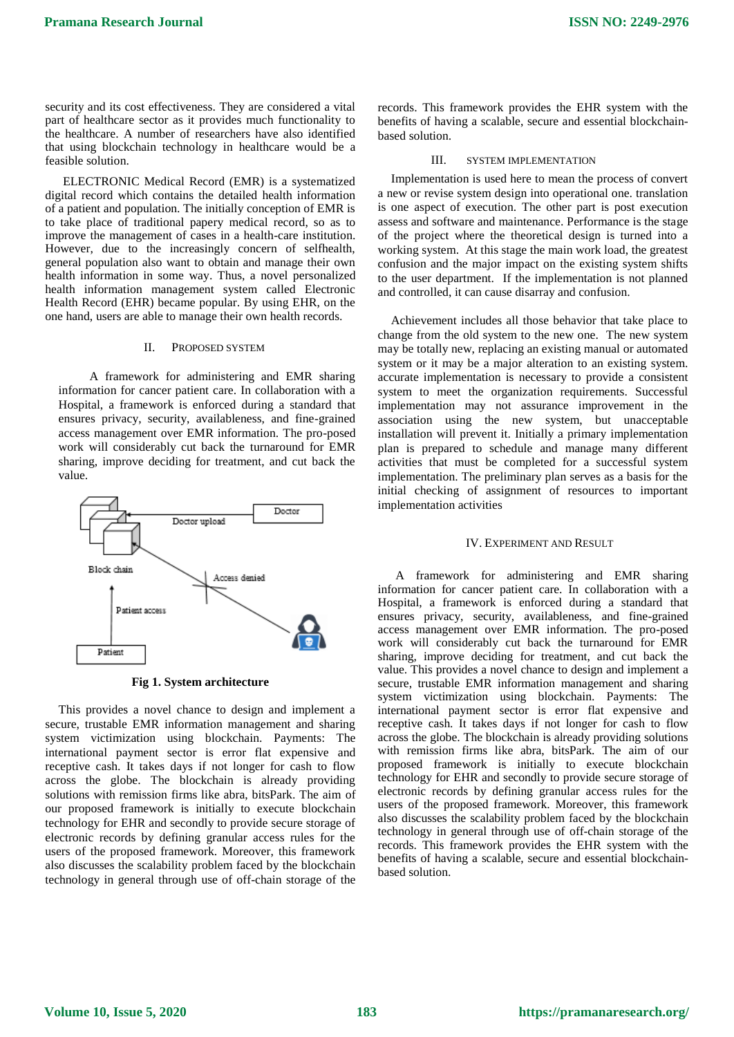security and its cost effectiveness. They are considered a vital part of healthcare sector as it provides much functionality to the healthcare. A number of researchers have also identified that using blockchain technology in healthcare would be a feasible solution.

ELECTRONIC Medical Record (EMR) is a systematized digital record which contains the detailed health information of a patient and population. The initially conception of EMR is to take place of traditional papery medical record, so as to improve the management of cases in a health-care institution. However, due to the increasingly concern of selfhealth, general population also want to obtain and manage their own health information in some way. Thus, a novel personalized health information management system called Electronic Health Record (EHR) became popular. By using EHR, on the one hand, users are able to manage their own health records.

## II. PROPOSED SYSTEM

A framework for administering and EMR sharing information for cancer patient care. In collaboration with a Hospital, a framework is enforced during a standard that ensures privacy, security, availableness, and fine-grained access management over EMR information. The pro-posed work will considerably cut back the turnaround for EMR sharing, improve deciding for treatment, and cut back the value.

**Fig 1. System architecture**

This provides a novel chance to design and implement a secure, trustable EMR information management and sharing system victimization using blockchain. Payments: The international payment sector is error flat expensive and receptive cash. It takes days if not longer for cash to flow across the globe. The blockchain is already providing solutions with remission firms like abra, bitsPark. The aim of our proposed framework is initially to execute blockchain technology for EHR and secondly to provide secure storage of electronic records by defining granular access rules for the users of the proposed framework. Moreover, this framework also discusses the scalability problem faced by the blockchain technology in general through use of off-chain storage of the records. This framework provides the EHR system with the benefits of having a scalable, secure and essential blockchain-based solution.

## III. SYSTEM IMPLEMENTATION

Implementation is used here to mean the process of convert a new or revise system design into operational one. translation is one aspect of execution. The other part is post execution assess and software and maintenance. Performance is the stage of the project where the theoretical design is turned into a working system. At this stage the main work load, the greatest confusion and the major impact on the existing system shifts to the user department. If the implementation is not planned and controlled, it can cause disarray and confusion.

Achievement includes all those behavior that take place to change from the old system to the new one. The new system may be totally new, replacing an existing manual or automated system or it may be a major alteration to an existing system. accurate implementation is necessary to provide a consistent system to meet the organization requirements. Successful implementation may not assurance improvement in the association using the new system, but unacceptable installation will prevent it. Initially a primary implementation plan is prepared to schedule and manage many different activities that must be completed for a successful system implementation. The preliminary plan serves as a basis for the initial checking of assignment of resources to important implementation activities

## IV. EXPERIMENT AND RESULT

A framework for administering and EMR sharing information for cancer patient care. In collaboration with a Hospital, a framework is enforced during a standard that ensures privacy, security, availableness, and fine-grained access management over EMR information. The pro-posed work will considerably cut back the turnaround for EMR sharing, improve deciding for treatment, and cut back the value. This provides a novel chance to design and implement a secure, trustable EMR information management and sharing system victimization using blockchain. Payments: The international payment sector is error flat expensive and receptive cash. It takes days if not longer for cash to flow across the globe. The blockchain is already providing solutions with remission firms like abra, bitsPark. The aim of our proposed framework is initially to execute blockchain technology for EHR and secondly to provide secure storage of electronic records by defining granular access rules for the users of the proposed framework. Moreover, this framework also discusses the scalability problem faced by the blockchain technology in general through use of off-chain storage of the records. This framework provides the EHR system with the benefits of having a scalable, secure and essential blockchain-based solution.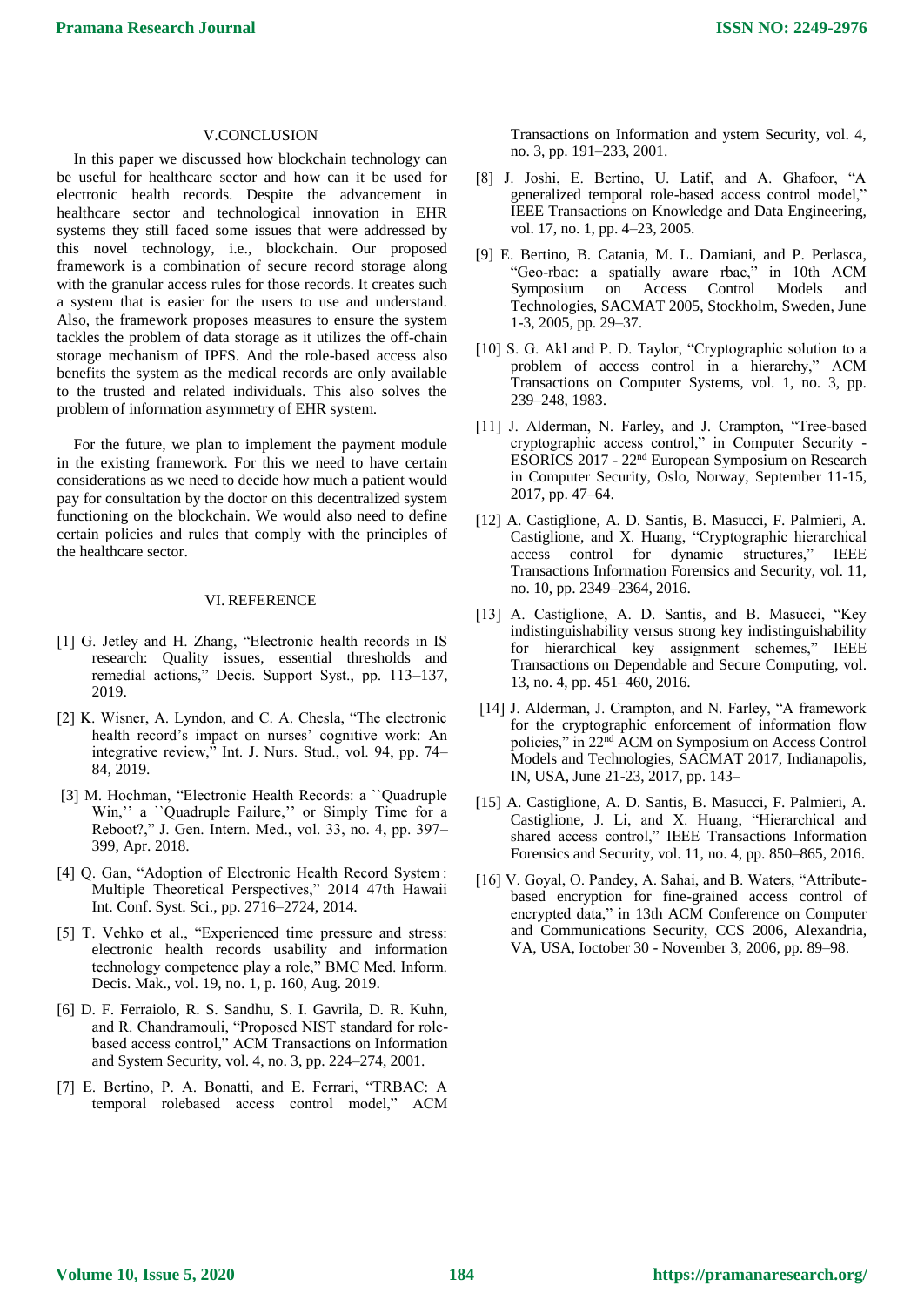## V.CONCLUSION

In this paper we discussed how blockchain technology can be useful for healthcare sector and how can it be used for electronic health records. Despite the advancement in healthcare sector and technological innovation in EHR systems they still faced some issues that were addressed by this novel technology, i.e., blockchain. Our proposed framework is a combination of secure record storage along with the granular access rules for those records. It creates such a system that is easier for the users to use and understand. Also, the framework proposes measures to ensure the system tackles the problem of data storage as it utilizes the off-chain storage mechanism of IPFS. And the role-based access also benefits the system as the medical records are only available to the trusted and related individuals. This also solves the problem of information asymmetry of EHR system.

For the future, we plan to implement the payment module in the existing framework. For this we need to have certain considerations as we need to decide how much a patient would pay for consultation by the doctor on this decentralized system functioning on the blockchain. We would also need to define certain policies and rules that comply with the principles of the healthcare sector.

## VI. REFERENCE

[1] G. Jetley and H. Zhang, "Electronic health records in IS research: Quality issues, essential thresholds and remedial actions," Decis. Support Syst., pp. 113–137, 2019.

[2] K. Wisner, A. Lyndon, and C. A. Chesla, "The electronic health record's impact on nurses' cognitive work: An integrative review," Int. J. Nurs. Stud., vol. 94, pp. 74–84, 2019.

[3] M. Hochman, "Electronic Health Records: a ``Quadruple Win,'' a ``Quadruple Failure,'' or Simply Time for a Reboot?," J. Gen. Intern. Med., vol. 33, no. 4, pp. 397–399, Apr. 2018.

[4] Q. Gan, "Adoption of Electronic Health Record System : Multiple Theoretical Perspectives," 2014 47th Hawaii Int. Conf. Syst. Sci., pp. 2716–2724, 2014.

[5] T. Vehko et al., "Experienced time pressure and stress: electronic health records usability and information technology competence play a role," BMC Med. Inform. Decis. Mak., vol. 19, no. 1, p. 160, Aug. 2019.

[6] D. F. Ferraiolo, R. S. Sandhu, S. I. Gavrila, D. R. Kuhn, and R. Chandramouli, "Proposed NIST standard for role-based access control," ACM Transactions on Information and System Security, vol. 4, no. 3, pp. 224–274, 2001.

[7] E. Bertino, P. A. Bonatti, and E. Ferrari, "TRBAC: A temporal rolebased access control model," ACM Transactions on Information and ystem Security, vol. 4, no. 3, pp. 191–233, 2001.

[8] J. Joshi, E. Bertino, U. Latif, and A. Ghafoor, "A generalized temporal role-based access control model," IEEE Transactions on Knowledge and Data Engineering, vol. 17, no. 1, pp. 4–23, 2005.

[9] E. Bertino, B. Catania, M. L. Damiani, and P. Perlasca, "Geo-rbac: a spatially aware rbac," in 10th ACM Symposium on Access Control Models and Technologies, SACMAT 2005, Stockholm, Sweden, June 1-3, 2005, pp. 29–37.

[10] S. G. Akl and P. D. Taylor, "Cryptographic solution to a problem of access control in a hierarchy," ACM Transactions on Computer Systems, vol. 1, no. 3, pp. 239–248, 1983.

[11] J. Alderman, N. Farley, and J. Crampton, "Tree-based cryptographic access control," in Computer Security - ESORICS 2017 - 22nd European Symposium on Research in Computer Security, Oslo, Norway, September 11-15, 2017, pp. 47–64.

[12] A. Castiglione, A. D. Santis, B. Masucci, F. Palmieri, A. Castiglione, and X. Huang, "Cryptographic hierarchical access control for dynamic structures," IEEE Transactions Information Forensics and Security, vol. 11, no. 10, pp. 2349–2364, 2016.

[13] A. Castiglione, A. D. Santis, and B. Masucci, "Key indistinguishability versus strong key indistinguishability for hierarchical key assignment schemes," IEEE Transactions on Dependable and Secure Computing, vol. 13, no. 4, pp. 451–460, 2016.

[14] J. Alderman, J. Crampton, and N. Farley, "A framework for the cryptographic enforcement of information flow policies," in 22nd ACM on Symposium on Access Control Models and Technologies, SACMAT 2017, Indianapolis, IN, USA, June 21-23, 2017, pp. 143–

[15] A. Castiglione, A. D. Santis, B. Masucci, F. Palmieri, A. Castiglione, J. Li, and X. Huang, "Hierarchical and shared access control," IEEE Transactions Information Forensics and Security, vol. 11, no. 4, pp. 850–865, 2016.

[16] V. Goyal, O. Pandey, A. Sahai, and B. Waters, "Attribute-based encryption for fine-grained access control of encrypted data," in 13th ACM Conference on Computer and Communications Security, CCS 2006, Alexandria, VA, USA, Ioctober 30 - November 3, 2006, pp. 89–98.